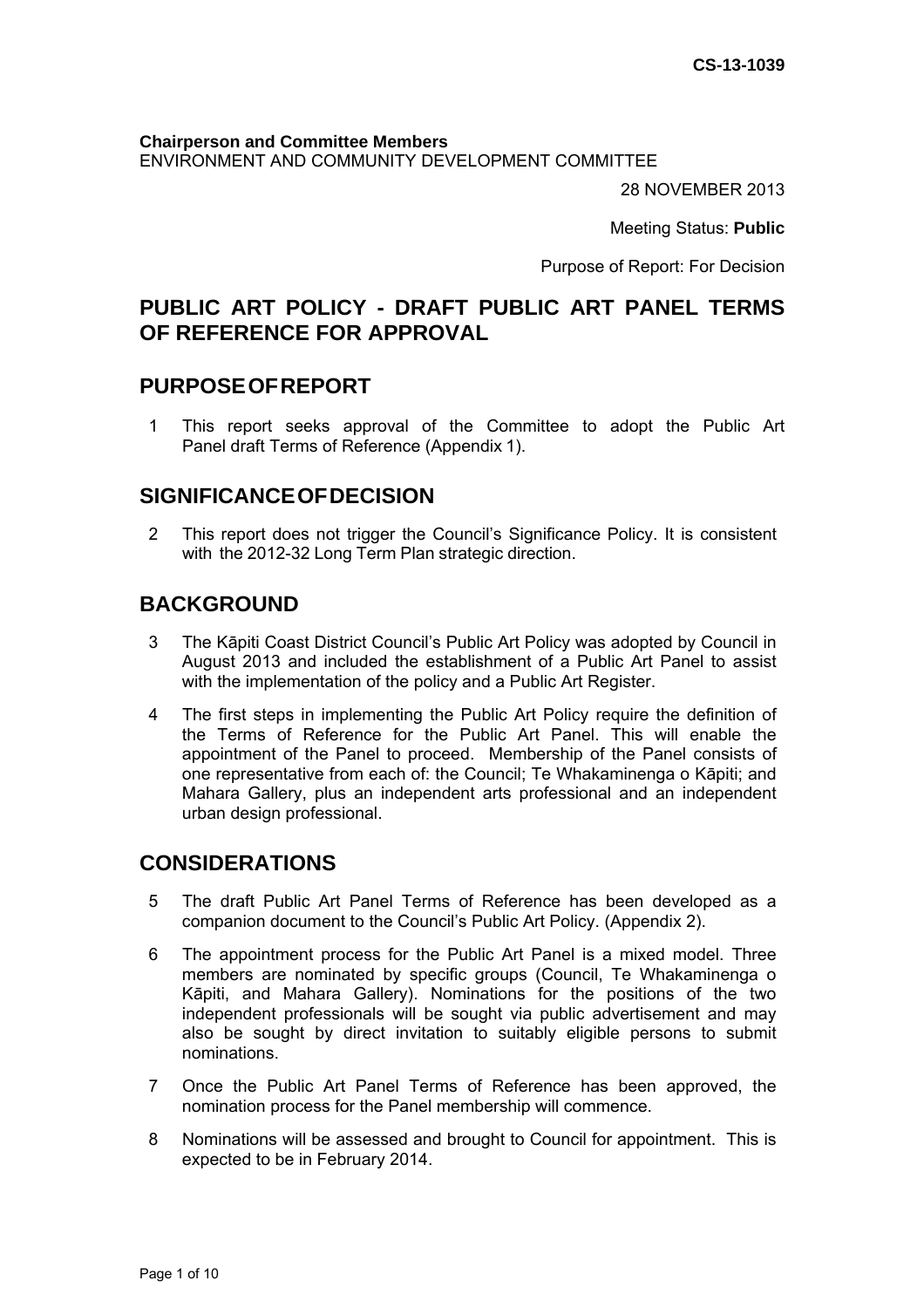**CS-13-1039**

**Chairperson and Committee Members**
ENVIRONMENT AND COMMUNITY DEVELOPMENT COMMITTEE

28 NOVEMBER 2013

Meeting Status: **Public**

Purpose of Report: For Decision

# PUBLIC ART POLICY - DRAFT PUBLIC ART PANEL TERMS OF REFERENCE FOR APPROVAL

## PURPOSE OF REPORT

1 This report seeks approval of the Committee to adopt the Public Art Panel draft Terms of Reference (Appendix 1).

## SIGNIFICANCE OF DECISION

2 This report does not trigger the Council's Significance Policy. It is consistent with the 2012-32 Long Term Plan strategic direction.

## BACKGROUND

3 The Kāpiti Coast District Council's Public Art Policy was adopted by Council in August 2013 and included the establishment of a Public Art Panel to assist with the implementation of the policy and a Public Art Register.

4 The first steps in implementing the Public Art Policy require the definition of the Terms of Reference for the Public Art Panel. This will enable the appointment of the Panel to proceed. Membership of the Panel consists of one representative from each of: the Council; Te Whakaminenga o Kāpiti; and Mahara Gallery, plus an independent arts professional and an independent urban design professional.

## CONSIDERATIONS

5 The draft Public Art Panel Terms of Reference has been developed as a companion document to the Council's Public Art Policy. (Appendix 2).

6 The appointment process for the Public Art Panel is a mixed model. Three members are nominated by specific groups (Council, Te Whakaminenga o Kāpiti, and Mahara Gallery). Nominations for the positions of the two independent professionals will be sought via public advertisement and may also be sought by direct invitation to suitably eligible persons to submit nominations.

7 Once the Public Art Panel Terms of Reference has been approved, the nomination process for the Panel membership will commence.

8 Nominations will be assessed and brought to Council for appointment. This is expected to be in February 2014.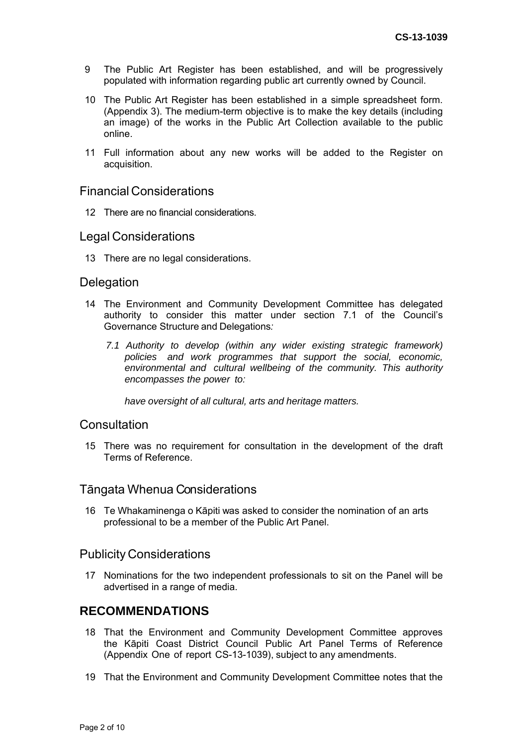9 The Public Art Register has been established, and will be progressively populated with information regarding public art currently owned by Council.

10 The Public Art Register has been established in a simple spreadsheet form. (Appendix 3). The medium-term objective is to make the key details (including an image) of the works in the Public Art Collection available to the public online.

11 Full information about any new works will be added to the Register on acquisition.

## Financial Considerations

12 There are no financial considerations.

## Legal Considerations

13 There are no legal considerations.

## Delegation

14 The Environment and Community Development Committee has delegated authority to consider this matter under section 7.1 of the Council's Governance Structure and Delegations*:*

> *7.1 Authority to develop (within any wider existing strategic framework) policies and work programmes that support the social, economic, environmental and cultural wellbeing of the community. This authority encompasses the power to:*
>
> *have oversight of all cultural, arts and heritage matters.*

## Consultation

15 There was no requirement for consultation in the development of the draft Terms of Reference.

## Tāngata Whenua Considerations

16 Te Whakaminenga o Kāpiti was asked to consider the nomination of an arts professional to be a member of the Public Art Panel.

## Publicity Considerations

17 Nominations for the two independent professionals to sit on the Panel will be advertised in a range of media.

## RECOMMENDATIONS

18 That the Environment and Community Development Committee approves the Kāpiti Coast District Council Public Art Panel Terms of Reference (Appendix One of report CS-13-1039), subject to any amendments.

19 That the Environment and Community Development Committee notes that the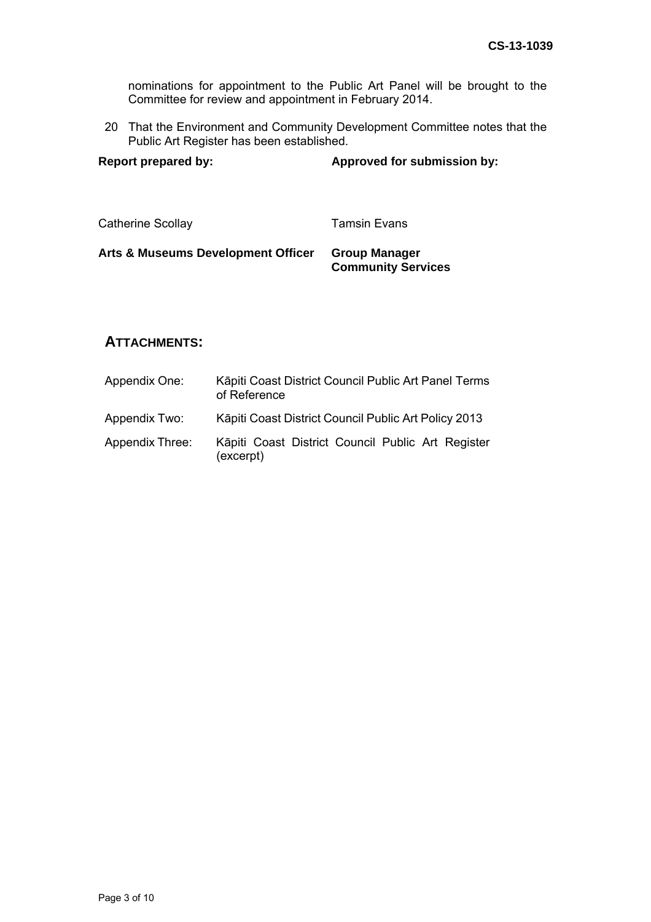nominations for appointment to the Public Art Panel will be brought to the Committee for review and appointment in February 2014.

20 That the Environment and Community Development Committee notes that the Public Art Register has been established.

| **Report prepared by:** | **Approved for submission by:** |
|---|---|
| Catherine Scollay | Tamsin Evans |
| **Arts & Museums Development Officer** | **Group Manager Community Services** |

## ATTACHMENTS:

| | |
|---|---|
| Appendix One: | Kāpiti Coast District Council Public Art Panel Terms of Reference |
| Appendix Two: | Kāpiti Coast District Council Public Art Policy 2013 |
| Appendix Three: | Kāpiti Coast District Council Public Art Register (excerpt) |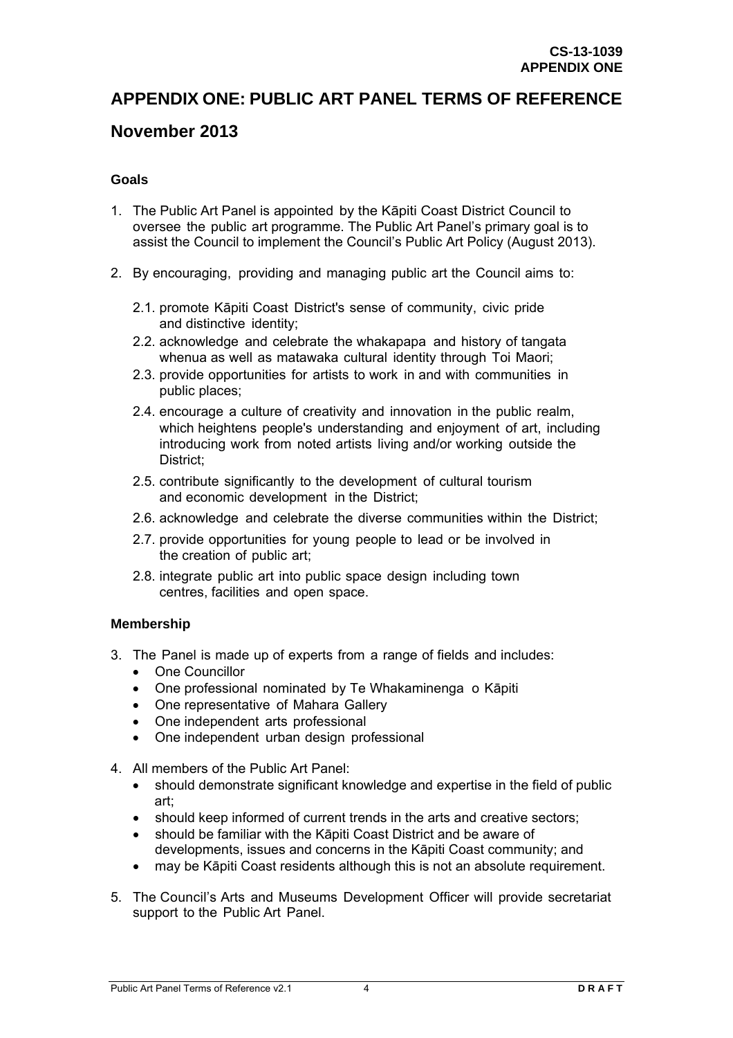**CS-13-1039**
**APPENDIX ONE**

# APPENDIX ONE: PUBLIC ART PANEL TERMS OF REFERENCE

## November 2013

### Goals

1. The Public Art Panel is appointed by the Kāpiti Coast District Council to oversee the public art programme. The Public Art Panel's primary goal is to assist the Council to implement the Council's Public Art Policy (August 2013).

2. By encouraging, providing and managing public art the Council aims to:

   2.1. promote Kāpiti Coast District's sense of community, civic pride and distinctive identity;

   2.2. acknowledge and celebrate the whakapapa and history of tangata whenua as well as matawaka cultural identity through Toi Maori;

   2.3. provide opportunities for artists to work in and with communities in public places;

   2.4. encourage a culture of creativity and innovation in the public realm, which heightens people's understanding and enjoyment of art, including introducing work from noted artists living and/or working outside the District;

   2.5. contribute significantly to the development of cultural tourism and economic development in the District;

   2.6. acknowledge and celebrate the diverse communities within the District;

   2.7. provide opportunities for young people to lead or be involved in the creation of public art;

   2.8. integrate public art into public space design including town centres, facilities and open space.

### Membership

3. The Panel is made up of experts from a range of fields and includes:
   - One Councillor
   - One professional nominated by Te Whakaminenga o Kāpiti
   - One representative of Mahara Gallery
   - One independent arts professional
   - One independent urban design professional

4. All members of the Public Art Panel:
   - should demonstrate significant knowledge and expertise in the field of public art;
   - should keep informed of current trends in the arts and creative sectors;
   - should be familiar with the Kāpiti Coast District and be aware of developments, issues and concerns in the Kāpiti Coast community; and
   - may be Kāpiti Coast residents although this is not an absolute requirement.

5. The Council's Arts and Museums Development Officer will provide secretariat support to the Public Art Panel.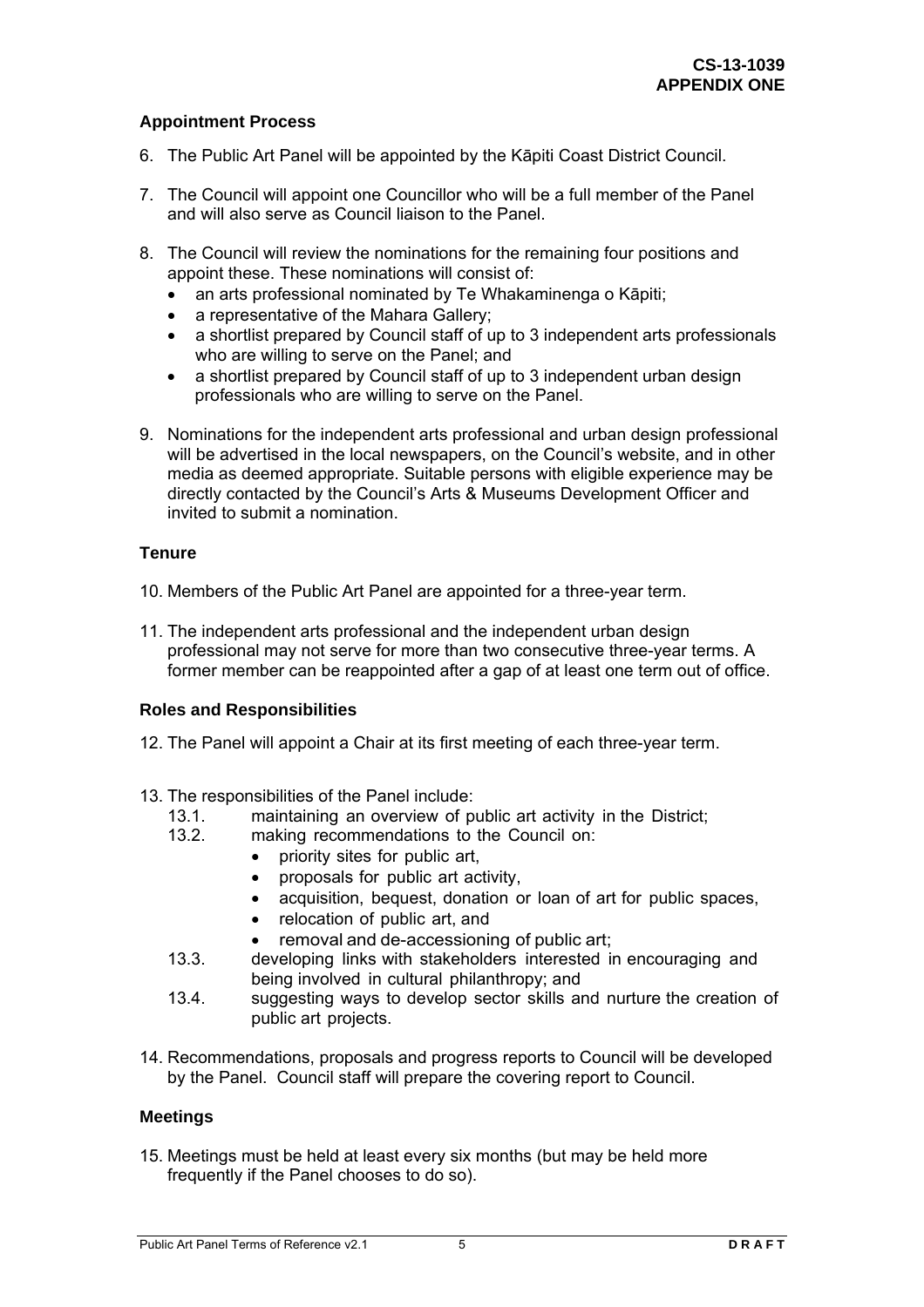**CS-13-1039**
**APPENDIX ONE**

### Appointment Process

6. The Public Art Panel will be appointed by the Kāpiti Coast District Council.

7. The Council will appoint one Councillor who will be a full member of the Panel and will also serve as Council liaison to the Panel.

8. The Council will review the nominations for the remaining four positions and appoint these. These nominations will consist of:
   - an arts professional nominated by Te Whakaminenga o Kāpiti;
   - a representative of the Mahara Gallery;
   - a shortlist prepared by Council staff of up to 3 independent arts professionals who are willing to serve on the Panel; and
   - a shortlist prepared by Council staff of up to 3 independent urban design professionals who are willing to serve on the Panel.

9. Nominations for the independent arts professional and urban design professional will be advertised in the local newspapers, on the Council's website, and in other media as deemed appropriate. Suitable persons with eligible experience may be directly contacted by the Council's Arts & Museums Development Officer and invited to submit a nomination.

### Tenure

10. Members of the Public Art Panel are appointed for a three-year term.

11. The independent arts professional and the independent urban design professional may not serve for more than two consecutive three-year terms. A former member can be reappointed after a gap of at least one term out of office.

### Roles and Responsibilities

12. The Panel will appoint a Chair at its first meeting of each three-year term.

13. The responsibilities of the Panel include:
    - 13.1. maintaining an overview of public art activity in the District;
    - 13.2. making recommendations to the Council on:
      - priority sites for public art,
      - proposals for public art activity,
      - acquisition, bequest, donation or loan of art for public spaces,
      - relocation of public art, and
      - removal and de-accessioning of public art;
    - 13.3. developing links with stakeholders interested in encouraging and being involved in cultural philanthropy; and
    - 13.4. suggesting ways to develop sector skills and nurture the creation of public art projects.

14. Recommendations, proposals and progress reports to Council will be developed by the Panel. Council staff will prepare the covering report to Council.

### Meetings

15. Meetings must be held at least every six months (but may be held more frequently if the Panel chooses to do so).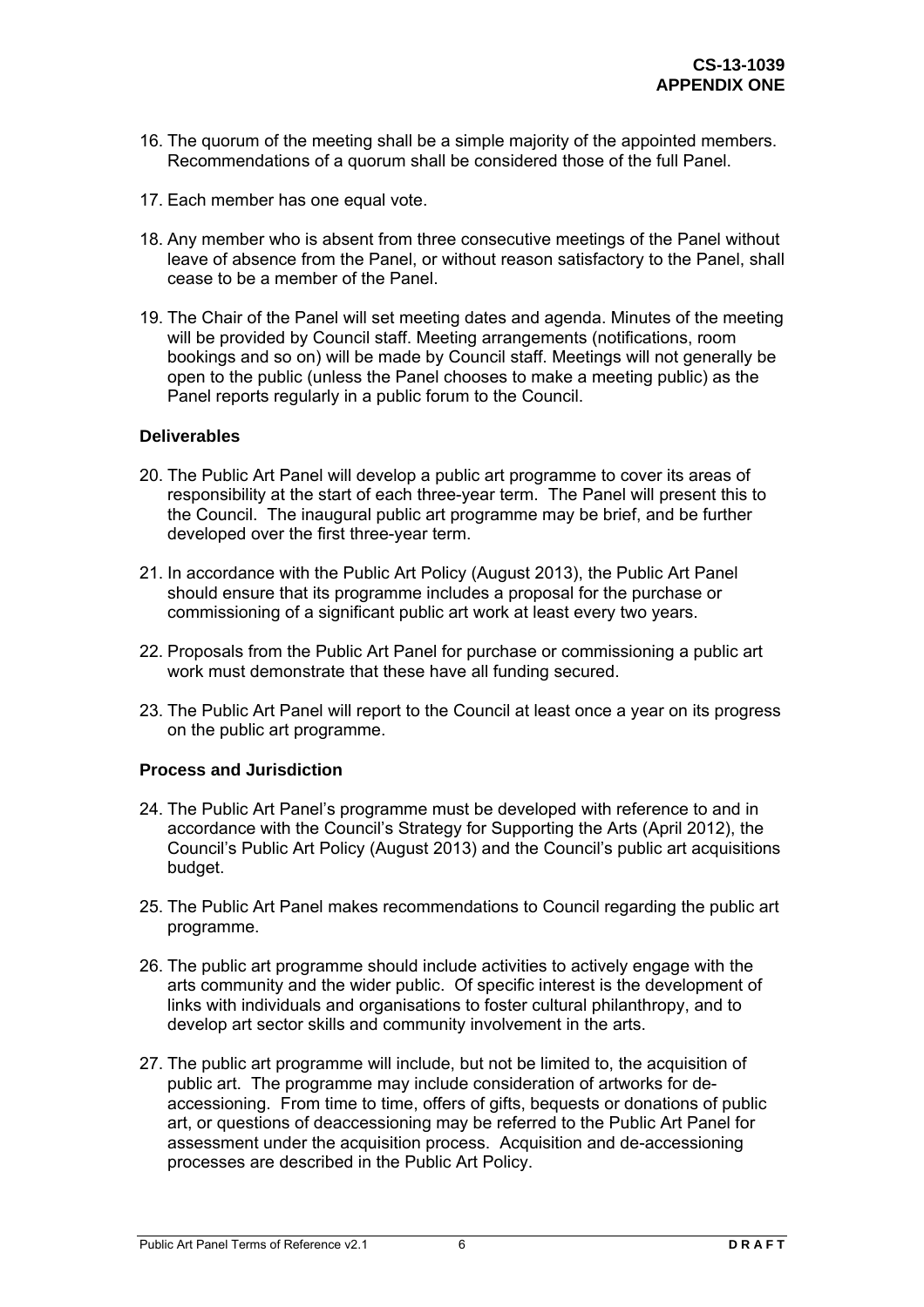16. The quorum of the meeting shall be a simple majority of the appointed members. Recommendations of a quorum shall be considered those of the full Panel.

17. Each member has one equal vote.

18. Any member who is absent from three consecutive meetings of the Panel without leave of absence from the Panel, or without reason satisfactory to the Panel, shall cease to be a member of the Panel.

19. The Chair of the Panel will set meeting dates and agenda. Minutes of the meeting will be provided by Council staff. Meeting arrangements (notifications, room bookings and so on) will be made by Council staff. Meetings will not generally be open to the public (unless the Panel chooses to make a meeting public) as the Panel reports regularly in a public forum to the Council.

**Deliverables**

20. The Public Art Panel will develop a public art programme to cover its areas of responsibility at the start of each three-year term. The Panel will present this to the Council. The inaugural public art programme may be brief, and be further developed over the first three-year term.

21. In accordance with the Public Art Policy (August 2013), the Public Art Panel should ensure that its programme includes a proposal for the purchase or commissioning of a significant public art work at least every two years.

22. Proposals from the Public Art Panel for purchase or commissioning a public art work must demonstrate that these have all funding secured.

23. The Public Art Panel will report to the Council at least once a year on its progress on the public art programme.

**Process and Jurisdiction**

24. The Public Art Panel's programme must be developed with reference to and in accordance with the Council's Strategy for Supporting the Arts (April 2012), the Council's Public Art Policy (August 2013) and the Council's public art acquisitions budget.

25. The Public Art Panel makes recommendations to Council regarding the public art programme.

26. The public art programme should include activities to actively engage with the arts community and the wider public. Of specific interest is the development of links with individuals and organisations to foster cultural philanthropy, and to develop art sector skills and community involvement in the arts.

27. The public art programme will include, but not be limited to, the acquisition of public art. The programme may include consideration of artworks for de-accessioning. From time to time, offers of gifts, bequests or donations of public art, or questions of deaccessioning may be referred to the Public Art Panel for assessment under the acquisition process. Acquisition and de-accessioning processes are described in the Public Art Policy.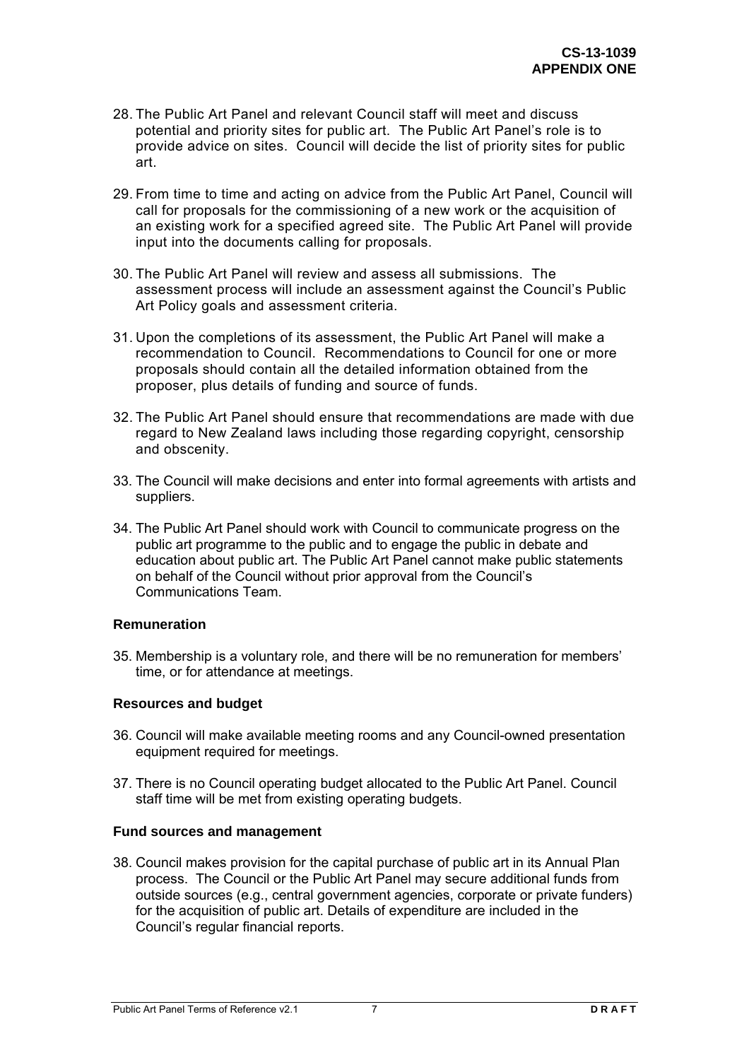28. The Public Art Panel and relevant Council staff will meet and discuss potential and priority sites for public art. The Public Art Panel's role is to provide advice on sites. Council will decide the list of priority sites for public art.

29. From time to time and acting on advice from the Public Art Panel, Council will call for proposals for the commissioning of a new work or the acquisition of an existing work for a specified agreed site. The Public Art Panel will provide input into the documents calling for proposals.

30. The Public Art Panel will review and assess all submissions. The assessment process will include an assessment against the Council's Public Art Policy goals and assessment criteria.

31. Upon the completions of its assessment, the Public Art Panel will make a recommendation to Council. Recommendations to Council for one or more proposals should contain all the detailed information obtained from the proposer, plus details of funding and source of funds.

32. The Public Art Panel should ensure that recommendations are made with due regard to New Zealand laws including those regarding copyright, censorship and obscenity.

33. The Council will make decisions and enter into formal agreements with artists and suppliers.

34. The Public Art Panel should work with Council to communicate progress on the public art programme to the public and to engage the public in debate and education about public art. The Public Art Panel cannot make public statements on behalf of the Council without prior approval from the Council's Communications Team.

**Remuneration**

35. Membership is a voluntary role, and there will be no remuneration for members' time, or for attendance at meetings.

**Resources and budget**

36. Council will make available meeting rooms and any Council-owned presentation equipment required for meetings.

37. There is no Council operating budget allocated to the Public Art Panel. Council staff time will be met from existing operating budgets.

**Fund sources and management**

38. Council makes provision for the capital purchase of public art in its Annual Plan process. The Council or the Public Art Panel may secure additional funds from outside sources (e.g., central government agencies, corporate or private funders) for the acquisition of public art. Details of expenditure are included in the Council's regular financial reports.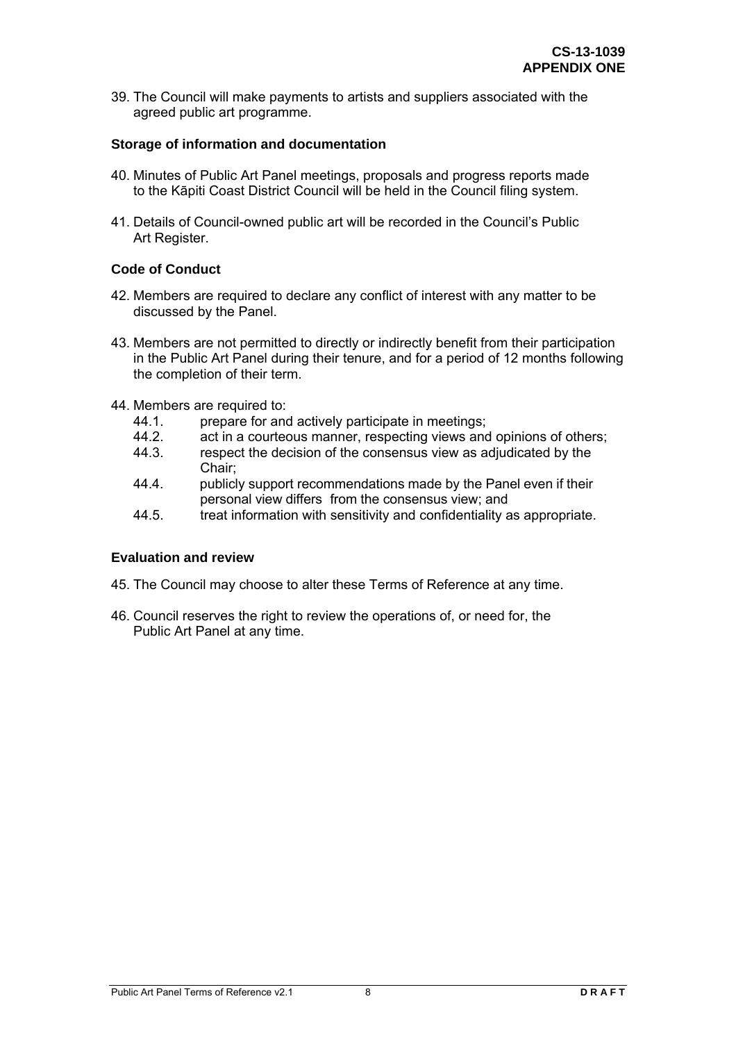39. The Council will make payments to artists and suppliers associated with the agreed public art programme.

### Storage of information and documentation

40. Minutes of Public Art Panel meetings, proposals and progress reports made to the Kāpiti Coast District Council will be held in the Council filing system.

41. Details of Council-owned public art will be recorded in the Council's Public Art Register.

### Code of Conduct

42. Members are required to declare any conflict of interest with any matter to be discussed by the Panel.

43. Members are not permitted to directly or indirectly benefit from their participation in the Public Art Panel during their tenure, and for a period of 12 months following the completion of their term.

44. Members are required to:
    - 44.1. prepare for and actively participate in meetings;
    - 44.2. act in a courteous manner, respecting views and opinions of others;
    - 44.3. respect the decision of the consensus view as adjudicated by the Chair;
    - 44.4. publicly support recommendations made by the Panel even if their personal view differs from the consensus view; and
    - 44.5. treat information with sensitivity and confidentiality as appropriate.

### Evaluation and review

45. The Council may choose to alter these Terms of Reference at any time.

46. Council reserves the right to review the operations of, or need for, the Public Art Panel at any time.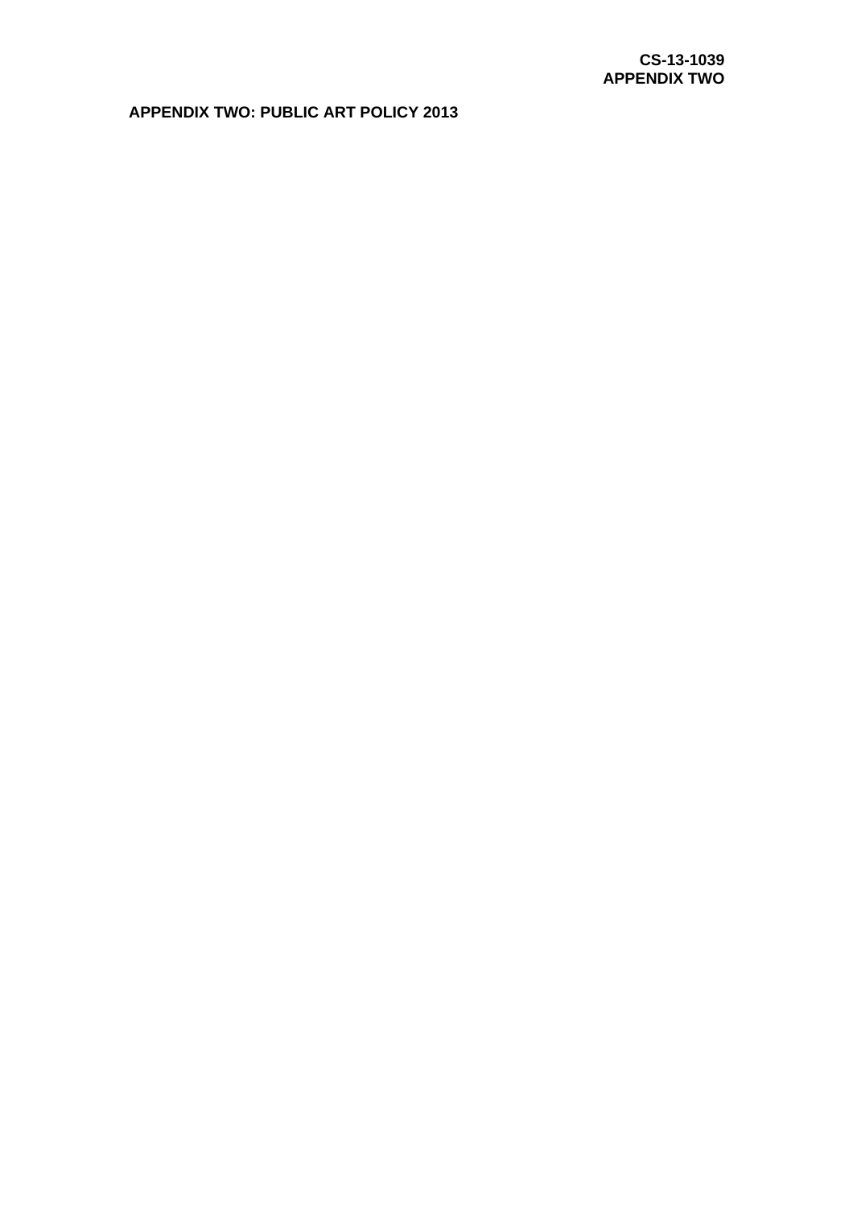**CS-13-1039**
**APPENDIX TWO**

## APPENDIX TWO: PUBLIC ART POLICY 2013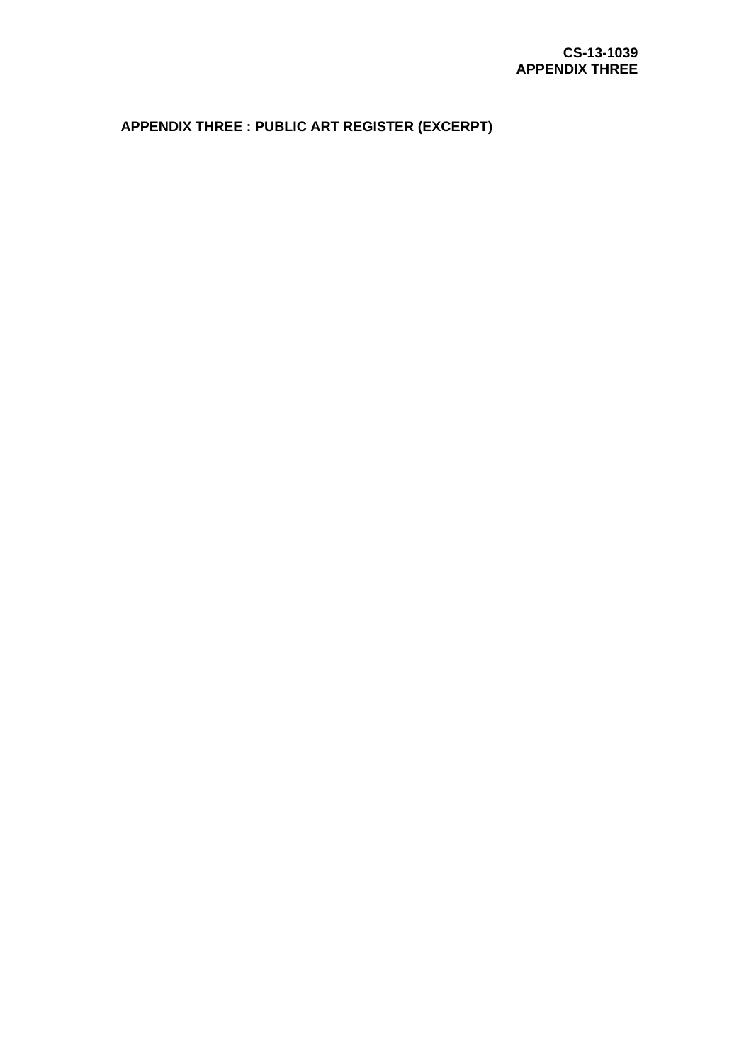**CS-13-1039**
**APPENDIX THREE**

## APPENDIX THREE : PUBLIC ART REGISTER (EXCERPT)